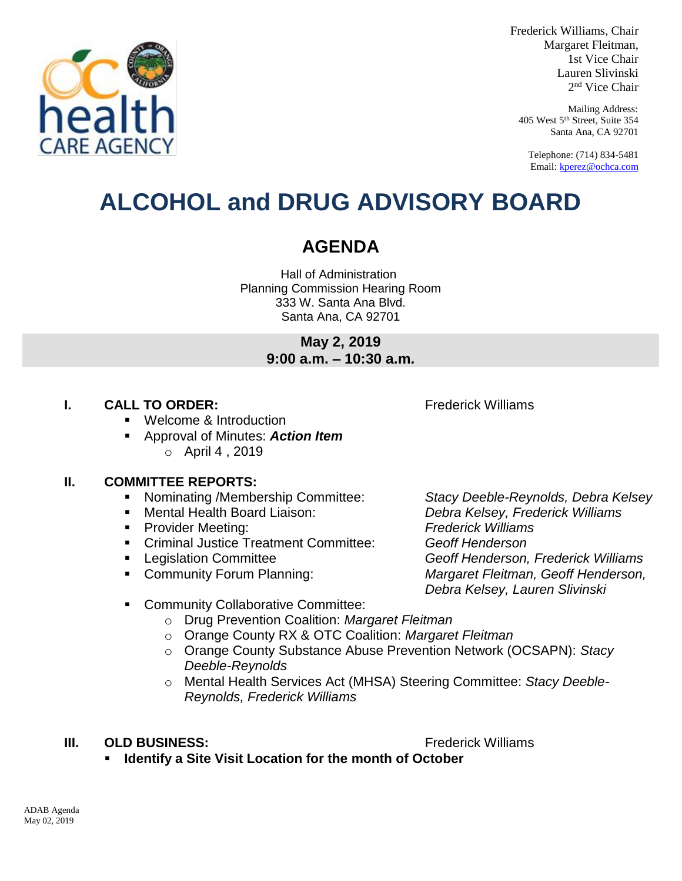Frederick Williams, Chair
Margaret Fleitman,
1st Vice Chair
Lauren Slivinski
2nd Vice Chair

Mailing Address:
405 West 5th Street, Suite 354
Santa Ana, CA 92701

Telephone: (714) 834-5481
Email: kperez@ochca.com

# ALCOHOL and DRUG ADVISORY BOARD

## AGENDA

Hall of Administration
Planning Commission Hearing Room
333 W. Santa Ana Blvd.
Santa Ana, CA 92701

**May 2, 2019**
**9:00 a.m. – 10:30 a.m.**

### I. CALL TO ORDER: Frederick Williams

- Welcome & Introduction
- Approval of Minutes: ***Action Item***
  - April 4 , 2019

### II. COMMITTEE REPORTS:

- Nominating /Membership Committee: *Stacy Deeble-Reynolds, Debra Kelsey*
- Mental Health Board Liaison: *Debra Kelsey, Frederick Williams*
- Provider Meeting: *Frederick Williams*
- Criminal Justice Treatment Committee: *Geoff Henderson*
- Legislation Committee *Geoff Henderson, Frederick Williams*
- Community Forum Planning: *Margaret Fleitman, Geoff Henderson, Debra Kelsey, Lauren Slivinski*
- Community Collaborative Committee:
  - Drug Prevention Coalition: *Margaret Fleitman*
  - Orange County RX & OTC Coalition: *Margaret Fleitman*
  - Orange County Substance Abuse Prevention Network (OCSAPN): *Stacy Deeble-Reynolds*
  - Mental Health Services Act (MHSA) Steering Committee: *Stacy Deeble-Reynolds, Frederick Williams*

### III. OLD BUSINESS: Frederick Williams

- **Identify a Site Visit Location for the month of October**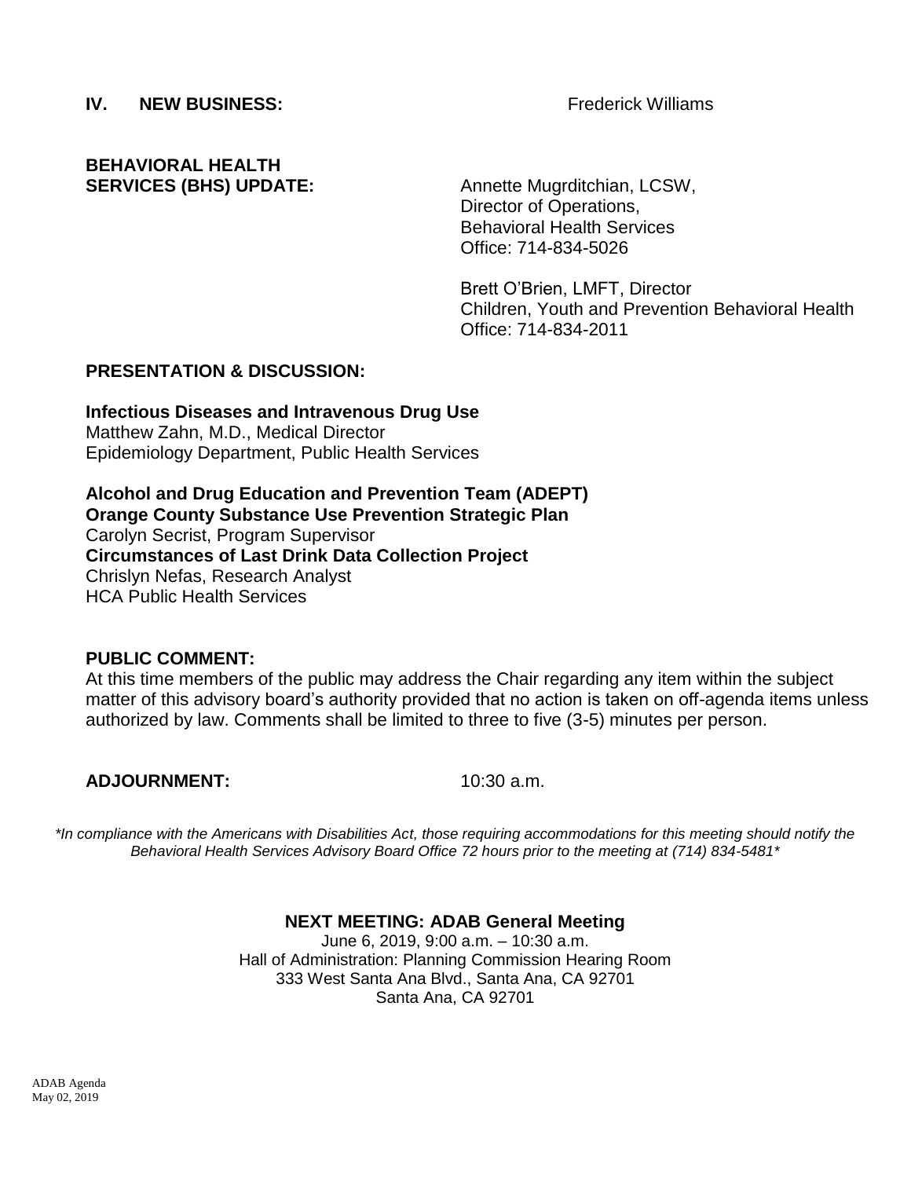**IV. NEW BUSINESS:** Frederick Williams

**BEHAVIORAL HEALTH SERVICES (BHS) UPDATE:**

Annette Mugrditchian, LCSW,
Director of Operations,
Behavioral Health Services
Office: 714-834-5026

Brett O'Brien, LMFT, Director
Children, Youth and Prevention Behavioral Health
Office: 714-834-2011

**PRESENTATION & DISCUSSION:**

**Infectious Diseases and Intravenous Drug Use**
Matthew Zahn, M.D., Medical Director
Epidemiology Department, Public Health Services

**Alcohol and Drug Education and Prevention Team (ADEPT)**
**Orange County Substance Use Prevention Strategic Plan**
Carolyn Secrist, Program Supervisor
**Circumstances of Last Drink Data Collection Project**
Chrislyn Nefas, Research Analyst
HCA Public Health Services

**PUBLIC COMMENT:**
At this time members of the public may address the Chair regarding any item within the subject matter of this advisory board's authority provided that no action is taken on off-agenda items unless authorized by law. Comments shall be limited to three to five (3-5) minutes per person.

**ADJOURNMENT:** 10:30 a.m.

*\*In compliance with the Americans with Disabilities Act, those requiring accommodations for this meeting should notify the Behavioral Health Services Advisory Board Office 72 hours prior to the meeting at (714) 834-5481\**

**NEXT MEETING: ADAB General Meeting**
June 6, 2019, 9:00 a.m. – 10:30 a.m.
Hall of Administration: Planning Commission Hearing Room
333 West Santa Ana Blvd., Santa Ana, CA 92701
Santa Ana, CA 92701